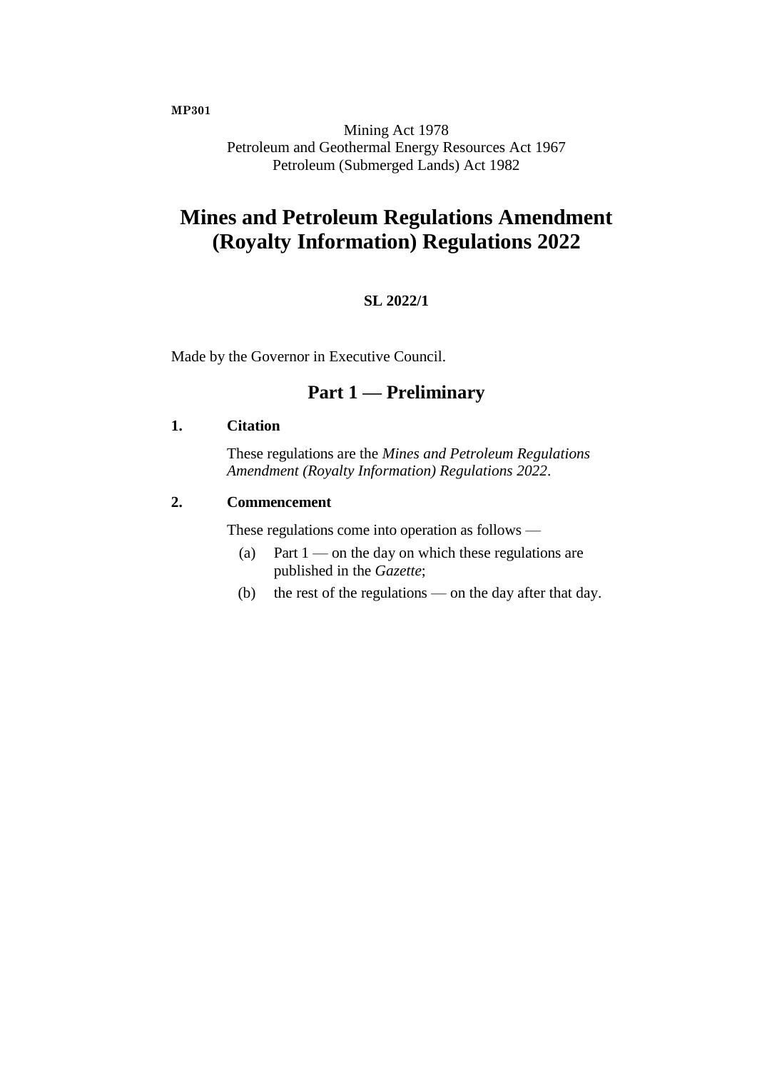**MP301**

Mining Act 1978
Petroleum and Geothermal Energy Resources Act 1967
Petroleum (Submerged Lands) Act 1982

# Mines and Petroleum Regulations Amendment (Royalty Information) Regulations 2022

**SL 2022/1**

Made by the Governor in Executive Council.

## Part 1 — Preliminary

### 1. Citation

These regulations are the *Mines and Petroleum Regulations Amendment (Royalty Information) Regulations 2022*.

### 2. Commencement

These regulations come into operation as follows —

(a) Part 1 — on the day on which these regulations are published in the *Gazette*;

(b) the rest of the regulations — on the day after that day.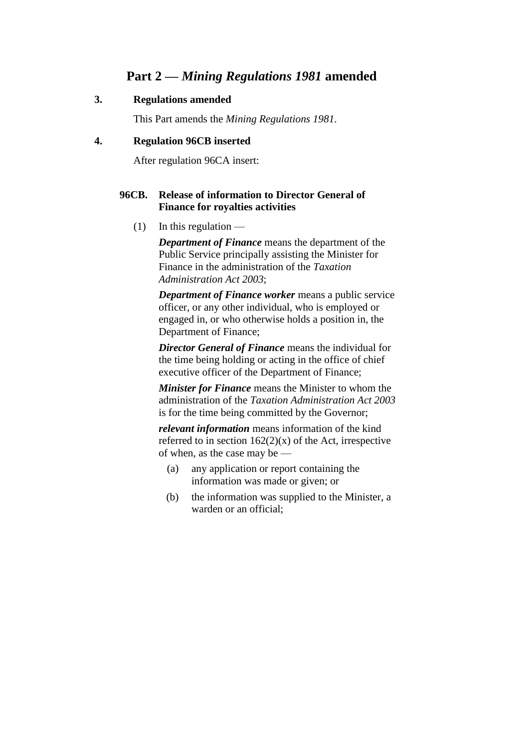## Part 2 — *Mining Regulations 1981* amended

**3. Regulations amended**

This Part amends the *Mining Regulations 1981*.

**4. Regulation 96CB inserted**

After regulation 96CA insert:

**96CB. Release of information to Director General of Finance for royalties activities**

(1) In this regulation —

***Department of Finance*** means the department of the Public Service principally assisting the Minister for Finance in the administration of the *Taxation Administration Act 2003*;

***Department of Finance worker*** means a public service officer, or any other individual, who is employed or engaged in, or who otherwise holds a position in, the Department of Finance;

***Director General of Finance*** means the individual for the time being holding or acting in the office of chief executive officer of the Department of Finance;

***Minister for Finance*** means the Minister to whom the administration of the *Taxation Administration Act 2003* is for the time being committed by the Governor;

***relevant information*** means information of the kind referred to in section 162(2)(x) of the Act, irrespective of when, as the case may be —

(a) any application or report containing the information was made or given; or

(b) the information was supplied to the Minister, a warden or an official;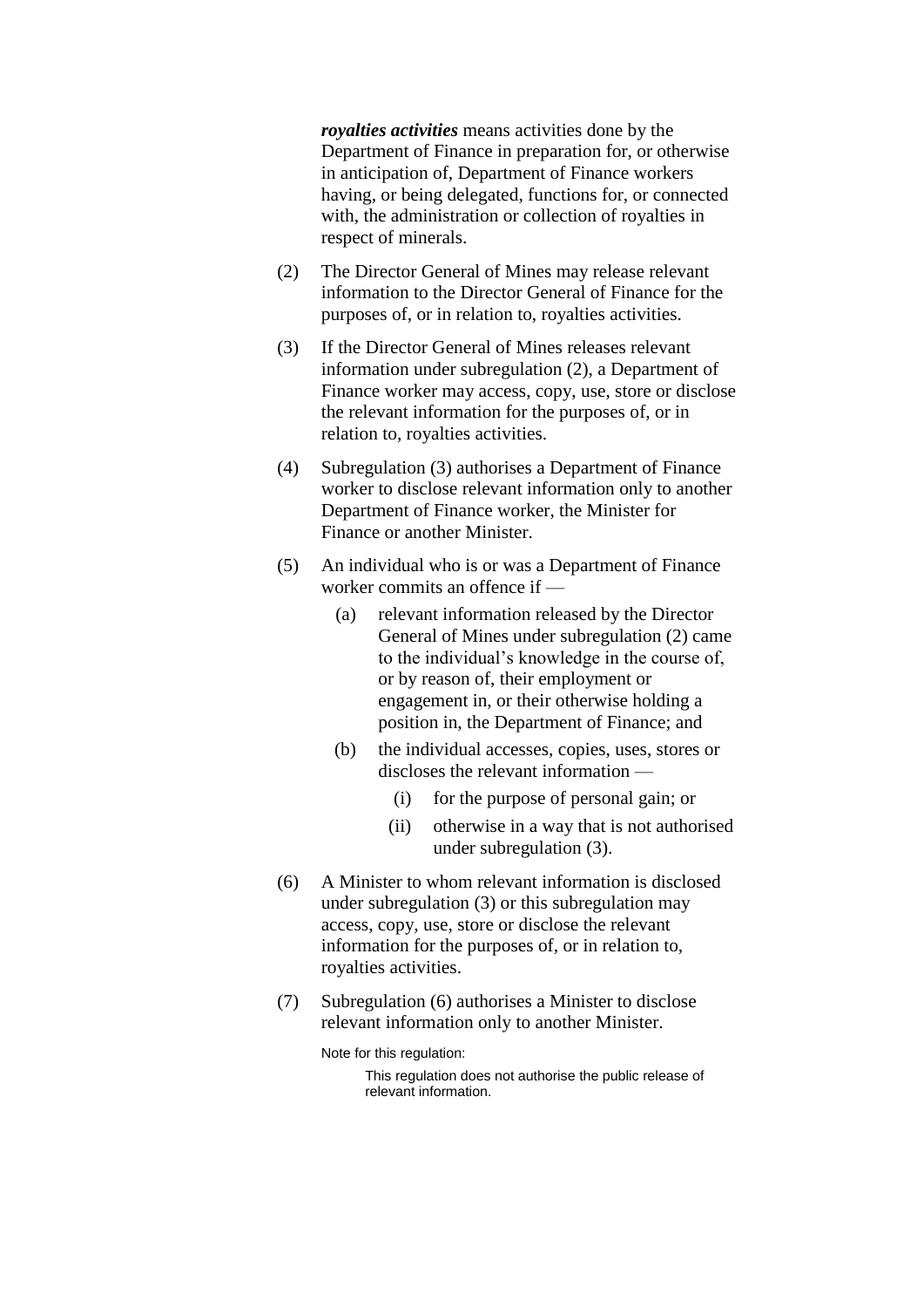***royalties activities*** means activities done by the Department of Finance in preparation for, or otherwise in anticipation of, Department of Finance workers having, or being delegated, functions for, or connected with, the administration or collection of royalties in respect of minerals.

(2) The Director General of Mines may release relevant information to the Director General of Finance for the purposes of, or in relation to, royalties activities.

(3) If the Director General of Mines releases relevant information under subregulation (2), a Department of Finance worker may access, copy, use, store or disclose the relevant information for the purposes of, or in relation to, royalties activities.

(4) Subregulation (3) authorises a Department of Finance worker to disclose relevant information only to another Department of Finance worker, the Minister for Finance or another Minister.

(5) An individual who is or was a Department of Finance worker commits an offence if —

  (a) relevant information released by the Director General of Mines under subregulation (2) came to the individual's knowledge in the course of, or by reason of, their employment or engagement in, or their otherwise holding a position in, the Department of Finance; and

  (b) the individual accesses, copies, uses, stores or discloses the relevant information —

    (i) for the purpose of personal gain; or

    (ii) otherwise in a way that is not authorised under subregulation (3).

(6) A Minister to whom relevant information is disclosed under subregulation (3) or this subregulation may access, copy, use, store or disclose the relevant information for the purposes of, or in relation to, royalties activities.

(7) Subregulation (6) authorises a Minister to disclose relevant information only to another Minister.

Note for this regulation:

This regulation does not authorise the public release of relevant information.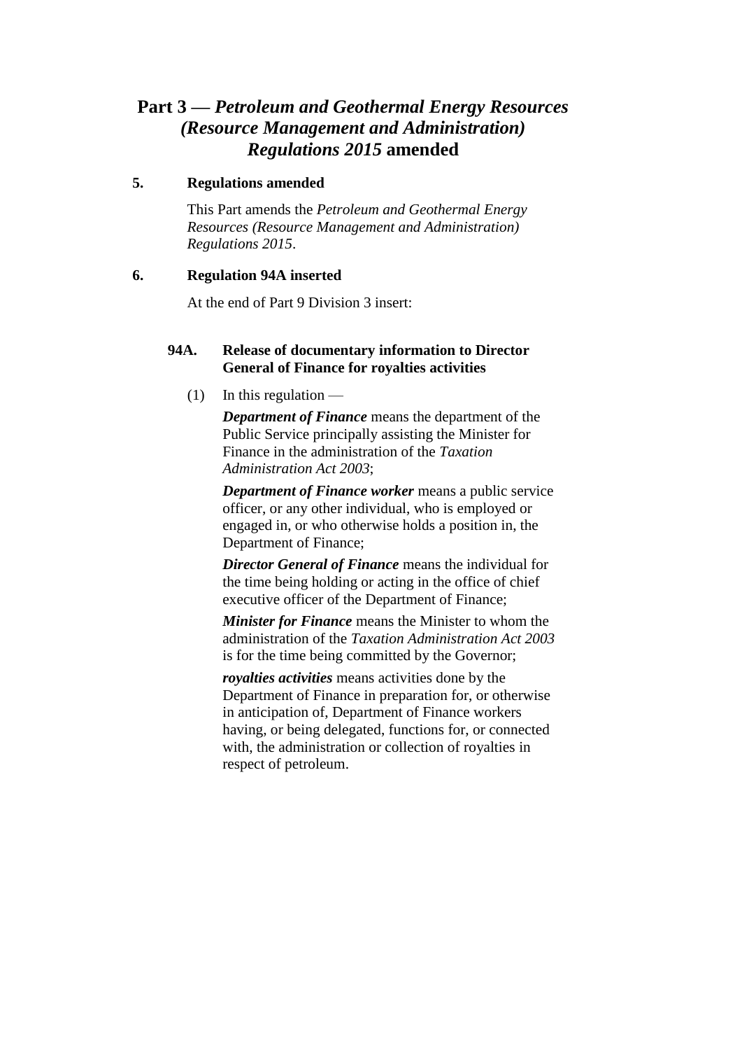# Part 3 — *Petroleum and Geothermal Energy Resources (Resource Management and Administration) Regulations 2015* amended

## 5. Regulations amended

This Part amends the *Petroleum and Geothermal Energy Resources (Resource Management and Administration) Regulations 2015*.

## 6. Regulation 94A inserted

At the end of Part 9 Division 3 insert:

### 94A. Release of documentary information to Director General of Finance for royalties activities

(1) In this regulation —

***Department of Finance*** means the department of the Public Service principally assisting the Minister for Finance in the administration of the *Taxation Administration Act 2003*;

***Department of Finance worker*** means a public service officer, or any other individual, who is employed or engaged in, or who otherwise holds a position in, the Department of Finance;

***Director General of Finance*** means the individual for the time being holding or acting in the office of chief executive officer of the Department of Finance;

***Minister for Finance*** means the Minister to whom the administration of the *Taxation Administration Act 2003* is for the time being committed by the Governor;

***royalties activities*** means activities done by the Department of Finance in preparation for, or otherwise in anticipation of, Department of Finance workers having, or being delegated, functions for, or connected with, the administration or collection of royalties in respect of petroleum.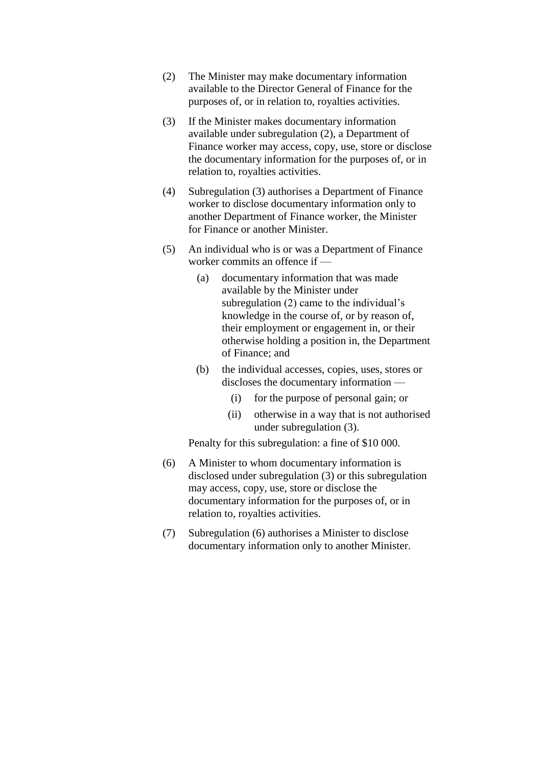(2) The Minister may make documentary information available to the Director General of Finance for the purposes of, or in relation to, royalties activities.

(3) If the Minister makes documentary information available under subregulation (2), a Department of Finance worker may access, copy, use, store or disclose the documentary information for the purposes of, or in relation to, royalties activities.

(4) Subregulation (3) authorises a Department of Finance worker to disclose documentary information only to another Department of Finance worker, the Minister for Finance or another Minister.

(5) An individual who is or was a Department of Finance worker commits an offence if —

  (a) documentary information that was made available by the Minister under subregulation (2) came to the individual's knowledge in the course of, or by reason of, their employment or engagement in, or their otherwise holding a position in, the Department of Finance; and

  (b) the individual accesses, copies, uses, stores or discloses the documentary information —

    (i) for the purpose of personal gain; or

    (ii) otherwise in a way that is not authorised under subregulation (3).

Penalty for this subregulation: a fine of $10 000.

(6) A Minister to whom documentary information is disclosed under subregulation (3) or this subregulation may access, copy, use, store or disclose the documentary information for the purposes of, or in relation to, royalties activities.

(7) Subregulation (6) authorises a Minister to disclose documentary information only to another Minister.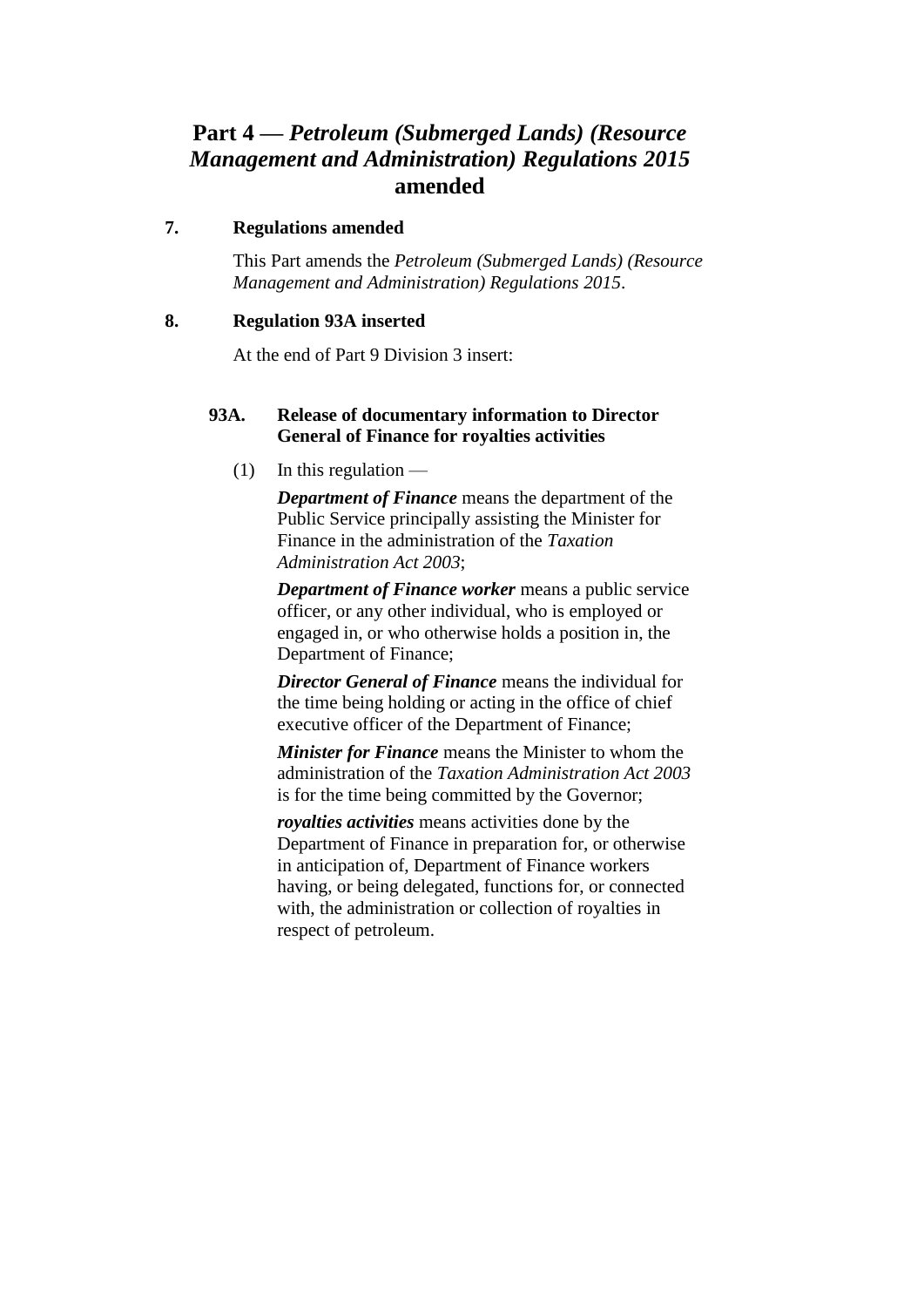# Part 4 — *Petroleum (Submerged Lands) (Resource Management and Administration) Regulations 2015* amended

### 7. Regulations amended

This Part amends the *Petroleum (Submerged Lands) (Resource Management and Administration) Regulations 2015*.

### 8. Regulation 93A inserted

At the end of Part 9 Division 3 insert:

#### 93A. Release of documentary information to Director General of Finance for royalties activities

(1) In this regulation —

***Department of Finance*** means the department of the Public Service principally assisting the Minister for Finance in the administration of the *Taxation Administration Act 2003*;

***Department of Finance worker*** means a public service officer, or any other individual, who is employed or engaged in, or who otherwise holds a position in, the Department of Finance;

***Director General of Finance*** means the individual for the time being holding or acting in the office of chief executive officer of the Department of Finance;

***Minister for Finance*** means the Minister to whom the administration of the *Taxation Administration Act 2003* is for the time being committed by the Governor;

***royalties activities*** means activities done by the Department of Finance in preparation for, or otherwise in anticipation of, Department of Finance workers having, or being delegated, functions for, or connected with, the administration or collection of royalties in respect of petroleum.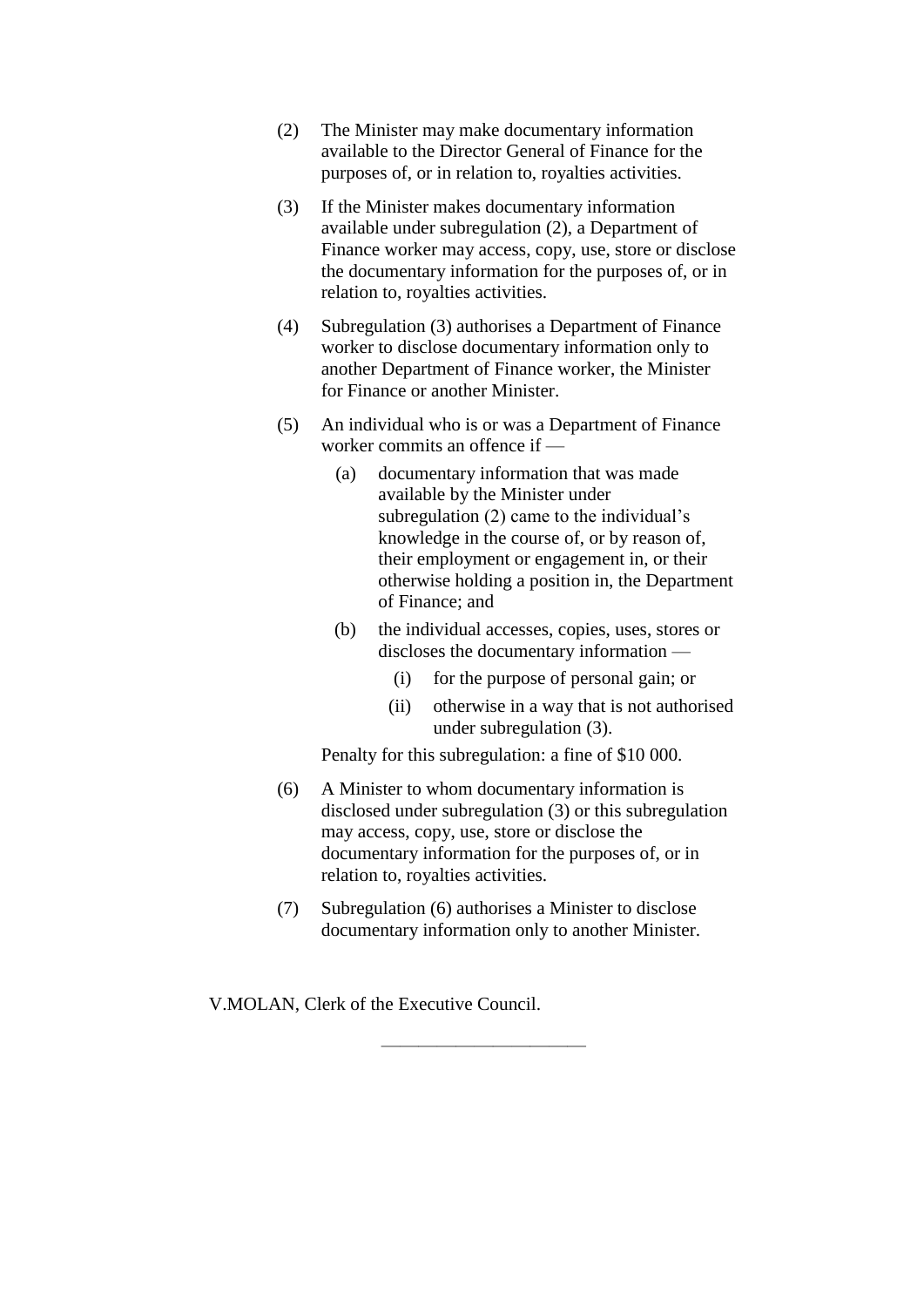(2) The Minister may make documentary information available to the Director General of Finance for the purposes of, or in relation to, royalties activities.

(3) If the Minister makes documentary information available under subregulation (2), a Department of Finance worker may access, copy, use, store or disclose the documentary information for the purposes of, or in relation to, royalties activities.

(4) Subregulation (3) authorises a Department of Finance worker to disclose documentary information only to another Department of Finance worker, the Minister for Finance or another Minister.

(5) An individual who is or was a Department of Finance worker commits an offence if —

  (a) documentary information that was made available by the Minister under subregulation (2) came to the individual's knowledge in the course of, or by reason of, their employment or engagement in, or their otherwise holding a position in, the Department of Finance; and

  (b) the individual accesses, copies, uses, stores or discloses the documentary information —

    (i) for the purpose of personal gain; or

    (ii) otherwise in a way that is not authorised under subregulation (3).

  Penalty for this subregulation: a fine of $10 000.

(6) A Minister to whom documentary information is disclosed under subregulation (3) or this subregulation may access, copy, use, store or disclose the documentary information for the purposes of, or in relation to, royalties activities.

(7) Subregulation (6) authorises a Minister to disclose documentary information only to another Minister.

V.MOLAN, Clerk of the Executive Council.

---